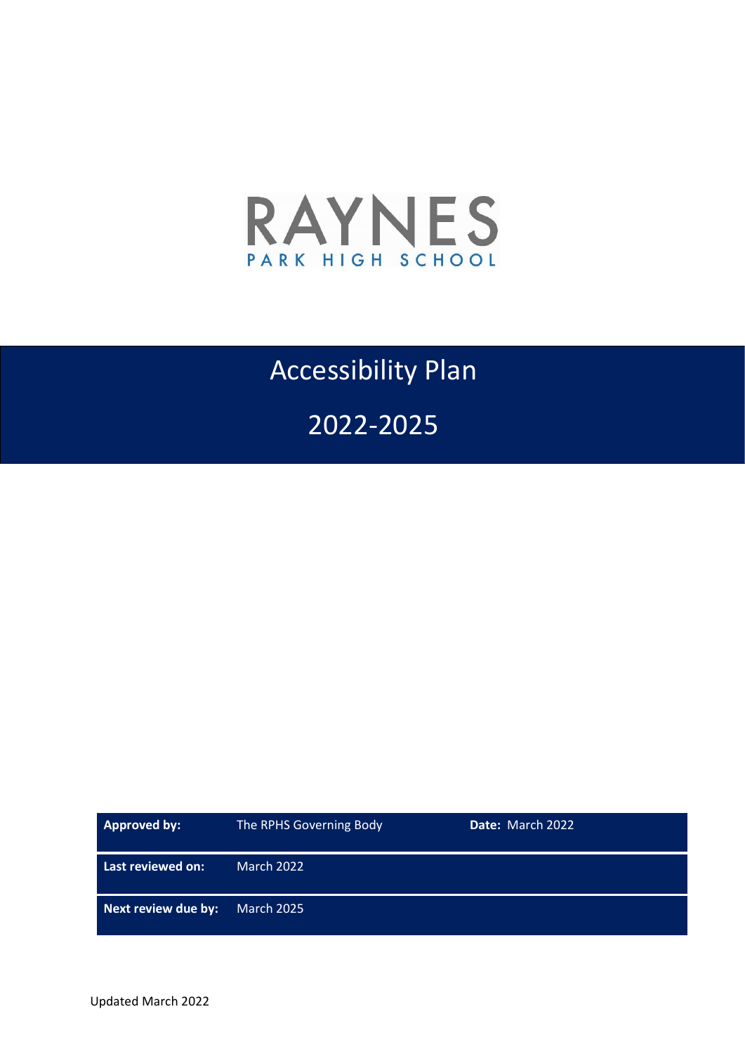RAYNES

PARK HIGH SCHOOL

# Accessibility Plan

# 2022-2025

| | | | |
|---|---|---|---|
| **Approved by:** | The RPHS Governing Body | **Date:** March 2022 | |
| **Last reviewed on:** | March 2022 | | |
| **Next review due by:** | March 2025 | | |

Updated March 2022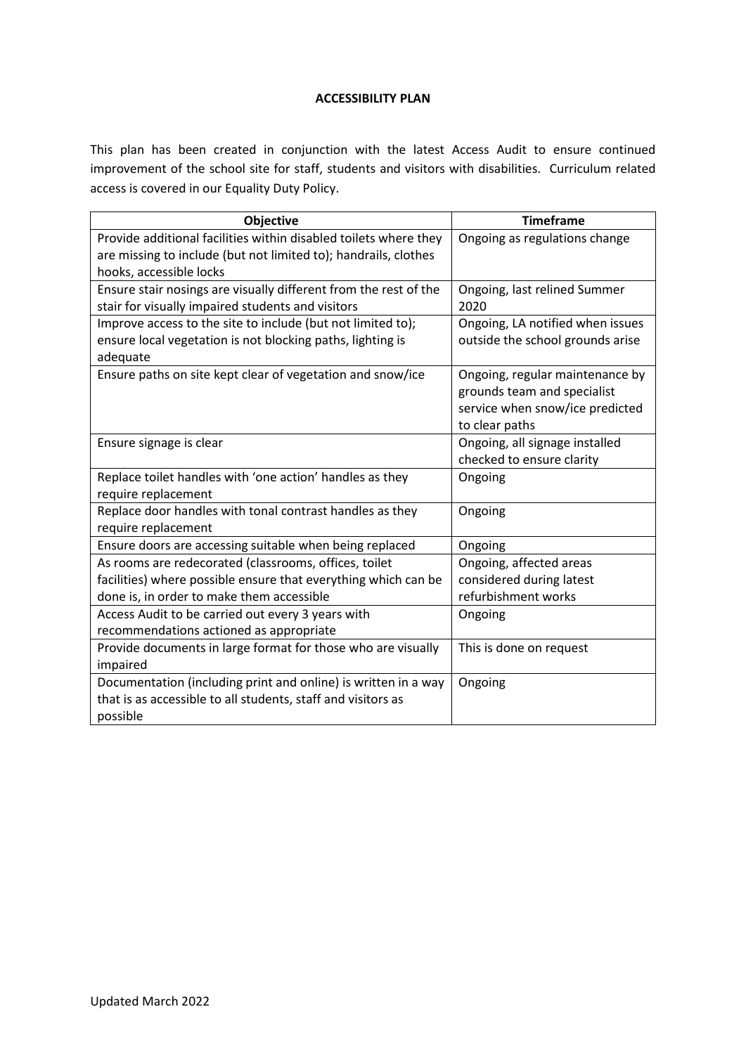**ACCESSIBILITY PLAN**

This plan has been created in conjunction with the latest Access Audit to ensure continued improvement of the school site for staff, students and visitors with disabilities. Curriculum related access is covered in our Equality Duty Policy.

| Objective | Timeframe |
|---|---|
| Provide additional facilities within disabled toilets where they are missing to include (but not limited to); handrails, clothes hooks, accessible locks | Ongoing as regulations change |
| Ensure stair nosings are visually different from the rest of the stair for visually impaired students and visitors | Ongoing, last relined Summer 2020 |
| Improve access to the site to include (but not limited to); ensure local vegetation is not blocking paths, lighting is adequate | Ongoing, LA notified when issues outside the school grounds arise |
| Ensure paths on site kept clear of vegetation and snow/ice | Ongoing, regular maintenance by grounds team and specialist service when snow/ice predicted to clear paths |
| Ensure signage is clear | Ongoing, all signage installed checked to ensure clarity |
| Replace toilet handles with 'one action' handles as they require replacement | Ongoing |
| Replace door handles with tonal contrast handles as they require replacement | Ongoing |
| Ensure doors are accessing suitable when being replaced | Ongoing |
| As rooms are redecorated (classrooms, offices, toilet facilities) where possible ensure that everything which can be done is, in order to make them accessible | Ongoing, affected areas considered during latest refurbishment works |
| Access Audit to be carried out every 3 years with recommendations actioned as appropriate | Ongoing |
| Provide documents in large format for those who are visually impaired | This is done on request |
| Documentation (including print and online) is written in a way that is as accessible to all students, staff and visitors as possible | Ongoing |

Updated March 2022